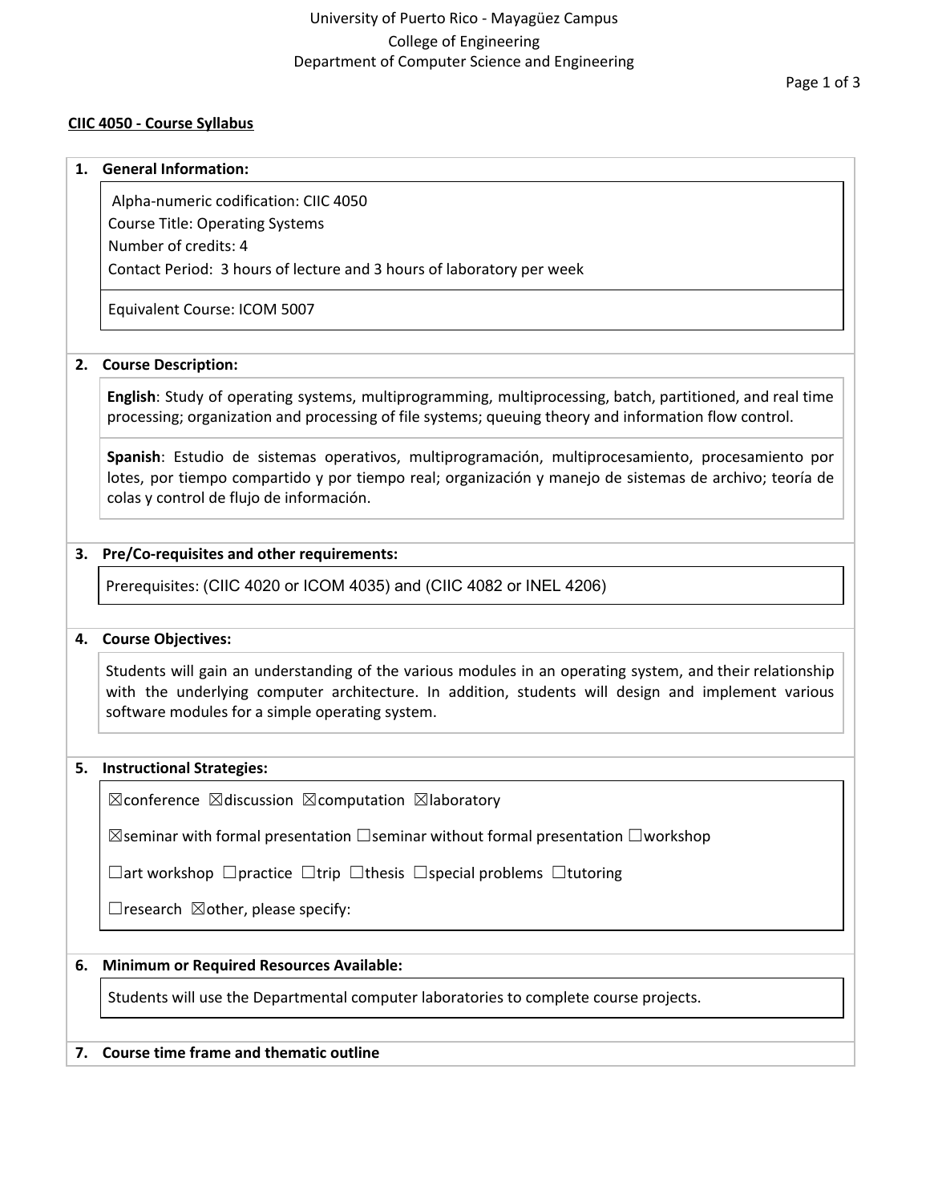University of Puerto Rico - Mayagüez Campus
College of Engineering
Department of Computer Science and Engineering

**CIIC 4050 - Course Syllabus**

## 1. General Information:

Alpha-numeric codification: CIIC 4050
Course Title: Operating Systems
Number of credits: 4
Contact Period: 3 hours of lecture and 3 hours of laboratory per week

Equivalent Course: ICOM 5007

## 2. Course Description:

**English**: Study of operating systems, multiprogramming, multiprocessing, batch, partitioned, and real time processing; organization and processing of file systems; queuing theory and information flow control.

**Spanish**: Estudio de sistemas operativos, multiprogramación, multiprocesamiento, procesamiento por lotes, por tiempo compartido y por tiempo real; organización y manejo de sistemas de archivo; teoría de colas y control de flujo de información.

## 3. Pre/Co-requisites and other requirements:

Prerequisites: (CIIC 4020 or ICOM 4035) and (CIIC 4082 or INEL 4206)

## 4. Course Objectives:

Students will gain an understanding of the various modules in an operating system, and their relationship with the underlying computer architecture. In addition, students will design and implement various software modules for a simple operating system.

## 5. Instructional Strategies:

☒conference ☒discussion ☒computation ☒laboratory

☒seminar with formal presentation ☐seminar without formal presentation ☐workshop

☐art workshop ☐practice ☐trip ☐thesis ☐special problems ☐tutoring

☐research ☒other, please specify:

## 6. Minimum or Required Resources Available:

Students will use the Departmental computer laboratories to complete course projects.

## 7. Course time frame and thematic outline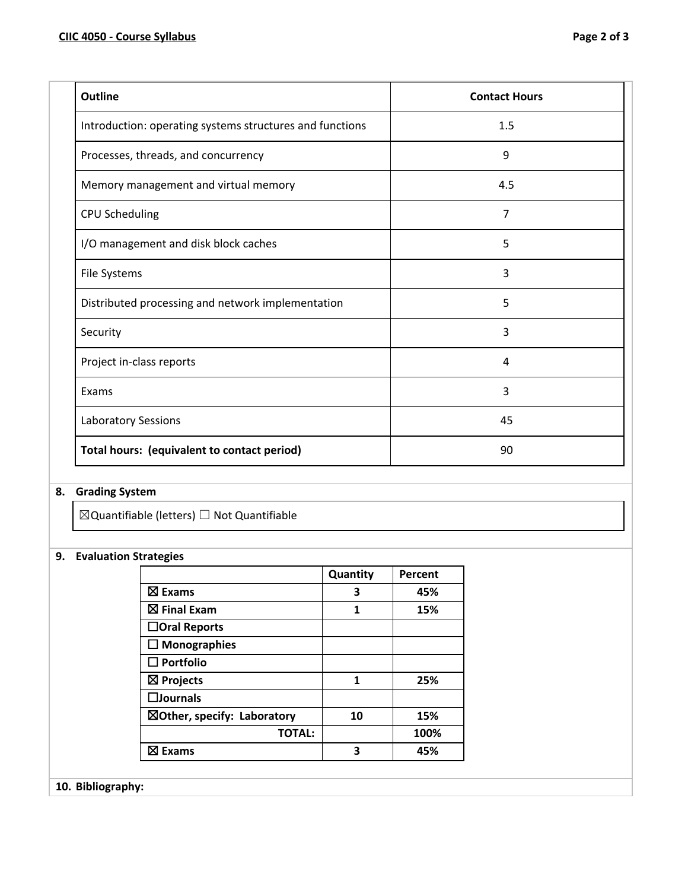| Outline | Contact Hours |
| --- | --- |
| Introduction: operating systems structures and functions | 1.5 |
| Processes, threads, and concurrency | 9 |
| Memory management and virtual memory | 4.5 |
| CPU Scheduling | 7 |
| I/O management and disk block caches | 5 |
| File Systems | 3 |
| Distributed processing and network implementation | 5 |
| Security | 3 |
| Project in-class reports | 4 |
| Exams | 3 |
| Laboratory Sessions | 45 |
| **Total hours: (equivalent to contact period)** | 90 |

## 8. Grading System

☒Quantifiable (letters) ☐ Not Quantifiable

## 9. Evaluation Strategies

| | Quantity | Percent |
| --- | --- | --- |
| **☒ Exams** | **3** | **45%** |
| **☒ Final Exam** | **1** | **15%** |
| **☐Oral Reports** | | |
| **☐ Monographies** | | |
| **☐ Portfolio** | | |
| **☒ Projects** | **1** | **25%** |
| **☐Journals** | | |
| **☒Other, specify: Laboratory** | **10** | **15%** |
| **TOTAL:** | | **100%** |
| **☒ Exams** | **3** | **45%** |

## 10. Bibliography: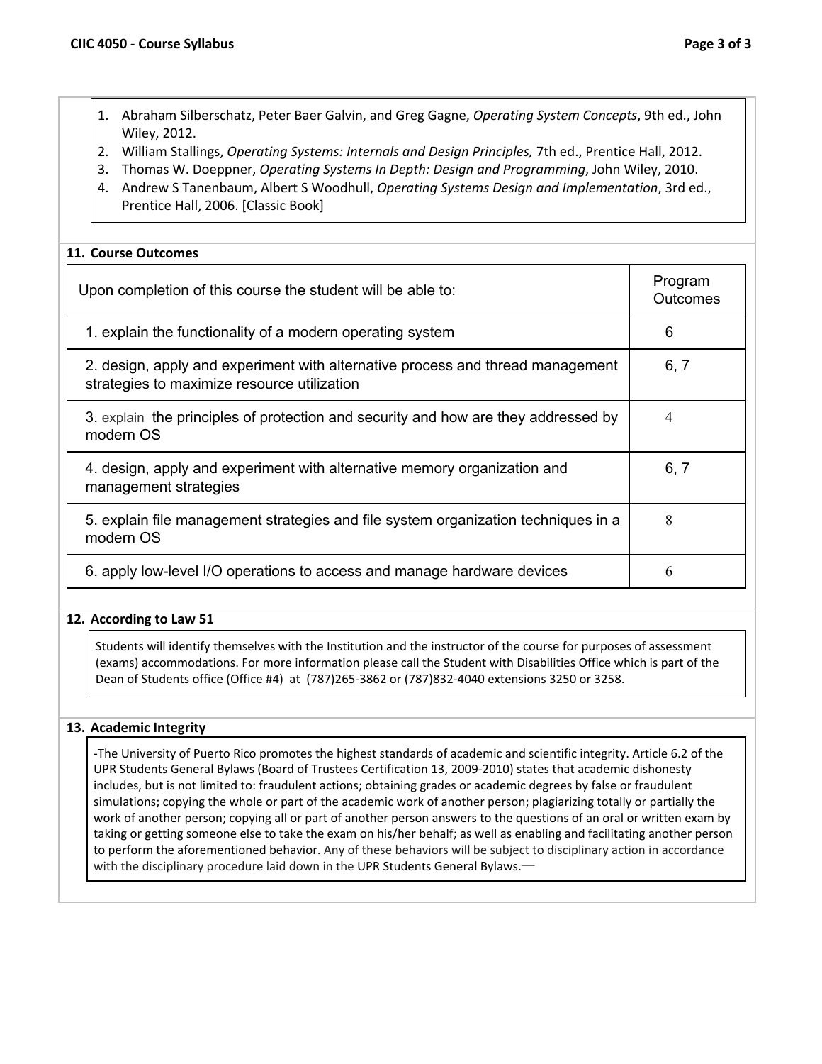1. Abraham Silberschatz, Peter Baer Galvin, and Greg Gagne, *Operating System Concepts*, 9th ed., John Wiley, 2012.
2. William Stallings, *Operating Systems: Internals and Design Principles,* 7th ed., Prentice Hall, 2012.
3. Thomas W. Doeppner, *Operating Systems In Depth: Design and Programming*, John Wiley, 2010.
4. Andrew S Tanenbaum, Albert S Woodhull, *Operating Systems Design and Implementation*, 3rd ed., Prentice Hall, 2006. [Classic Book]

## 11. Course Outcomes

| Upon completion of this course the student will be able to: | Program Outcomes |
|---|---|
| 1. explain the functionality of a modern operating system | 6 |
| 2. design, apply and experiment with alternative process and thread management strategies to maximize resource utilization | 6, 7 |
| 3. explain the principles of protection and security and how are they addressed by modern OS | 4 |
| 4. design, apply and experiment with alternative memory organization and management strategies | 6, 7 |
| 5. explain file management strategies and file system organization techniques in a modern OS | 8 |
| 6. apply low-level I/O operations to access and manage hardware devices | 6 |

## 12. According to Law 51

Students will identify themselves with the Institution and the instructor of the course for purposes of assessment (exams) accommodations. For more information please call the Student with Disabilities Office which is part of the Dean of Students office (Office #4) at (787)265-3862 or (787)832-4040 extensions 3250 or 3258.

## 13. Academic Integrity

-The University of Puerto Rico promotes the highest standards of academic and scientific integrity. Article 6.2 of the UPR Students General Bylaws (Board of Trustees Certification 13, 2009-2010) states that academic dishonesty includes, but is not limited to: fraudulent actions; obtaining grades or academic degrees by false or fraudulent simulations; copying the whole or part of the academic work of another person; plagiarizing totally or partially the work of another person; copying all or part of another person answers to the questions of an oral or written exam by taking or getting someone else to take the exam on his/her behalf; as well as enabling and facilitating another person to perform the aforementioned behavior. Any of these behaviors will be subject to disciplinary action in accordance with the disciplinary procedure laid down in the UPR Students General Bylaws.—